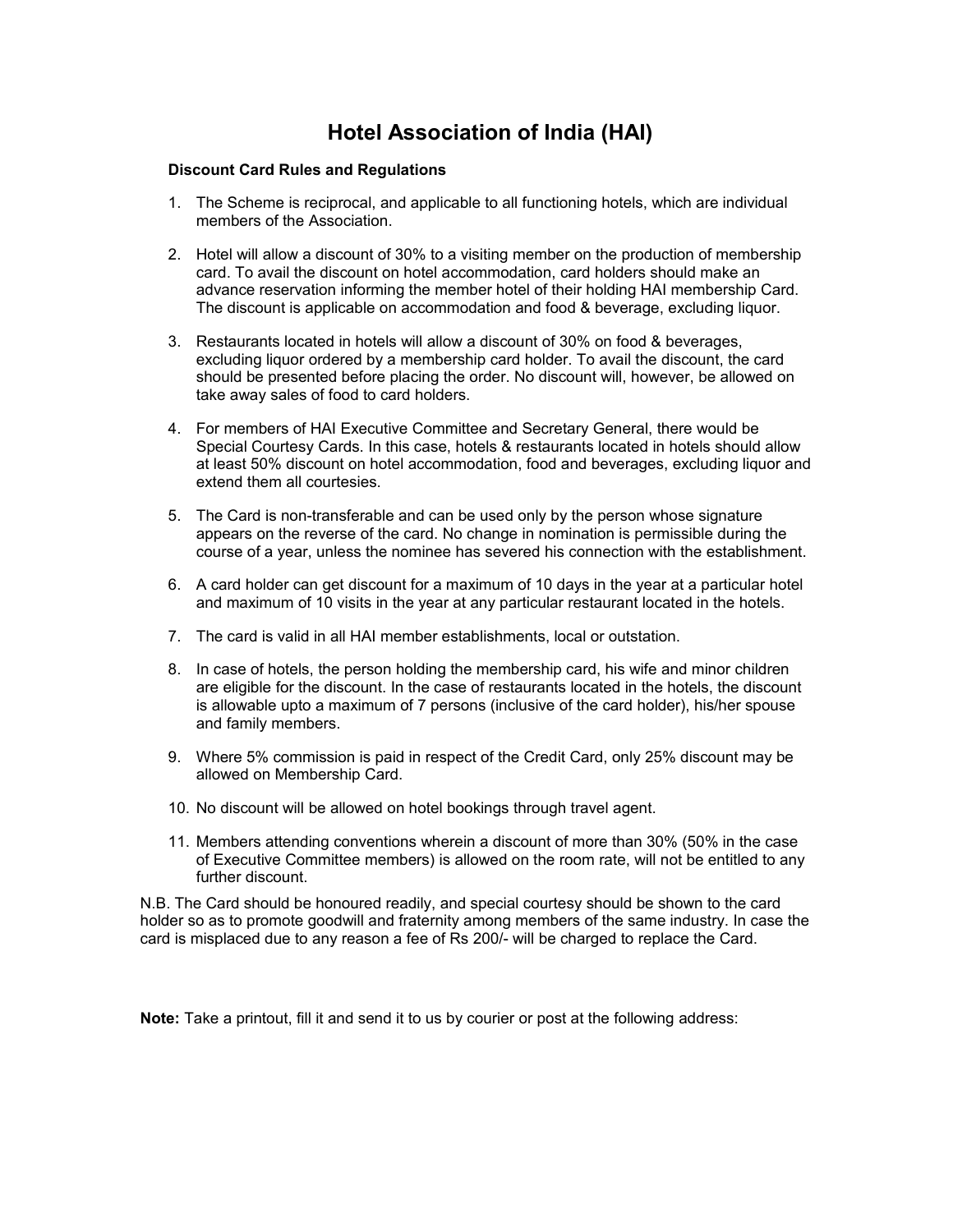# Hotel Association of India (HAI)

**Discount Card Rules and Regulations**

1. The Scheme is reciprocal, and applicable to all functioning hotels, which are individual members of the Association.
2. Hotel will allow a discount of 30% to a visiting member on the production of membership card. To avail the discount on hotel accommodation, card holders should make an advance reservation informing the member hotel of their holding HAI membership Card. The discount is applicable on accommodation and food & beverage, excluding liquor.
3. Restaurants located in hotels will allow a discount of 30% on food & beverages, excluding liquor ordered by a membership card holder. To avail the discount, the card should be presented before placing the order. No discount will, however, be allowed on take away sales of food to card holders.
4. For members of HAI Executive Committee and Secretary General, there would be Special Courtesy Cards. In this case, hotels & restaurants located in hotels should allow at least 50% discount on hotel accommodation, food and beverages, excluding liquor and extend them all courtesies.
5. The Card is non-transferable and can be used only by the person whose signature appears on the reverse of the card. No change in nomination is permissible during the course of a year, unless the nominee has severed his connection with the establishment.
6. A card holder can get discount for a maximum of 10 days in the year at a particular hotel and maximum of 10 visits in the year at any particular restaurant located in the hotels.
7. The card is valid in all HAI member establishments, local or outstation.
8. In case of hotels, the person holding the membership card, his wife and minor children are eligible for the discount. In the case of restaurants located in the hotels, the discount is allowable upto a maximum of 7 persons (inclusive of the card holder), his/her spouse and family members.
9. Where 5% commission is paid in respect of the Credit Card, only 25% discount may be allowed on Membership Card.
10. No discount will be allowed on hotel bookings through travel agent.
11. Members attending conventions wherein a discount of more than 30% (50% in the case of Executive Committee members) is allowed on the room rate, will not be entitled to any further discount.

N.B. The Card should be honoured readily, and special courtesy should be shown to the card holder so as to promote goodwill and fraternity among members of the same industry. In case the card is misplaced due to any reason a fee of Rs 200/- will be charged to replace the Card.

**Note:** Take a printout, fill it and send it to us by courier or post at the following address: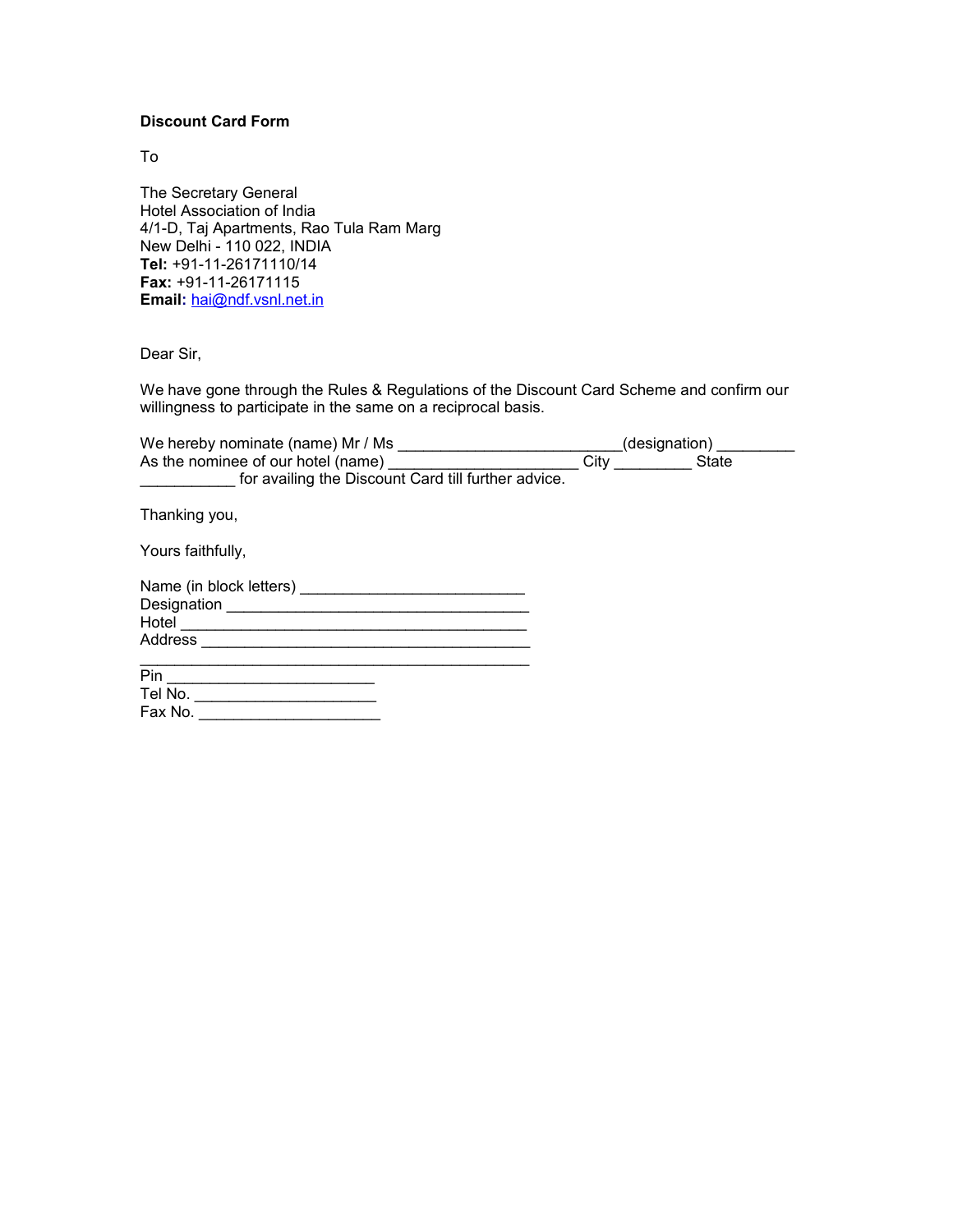**Discount Card Form**

To

The Secretary General  
Hotel Association of India  
4/1-D, Taj Apartments, Rao Tula Ram Marg  
New Delhi - 110 022, INDIA  
**Tel:** +91-11-26171110/14  
**Fax:** +91-11-26171115  
**Email:** hai@ndf.vsnl.net.in

Dear Sir,

We have gone through the Rules & Regulations of the Discount Card Scheme and confirm our willingness to participate in the same on a reciprocal basis.

We hereby nominate (name) Mr / Ms _________________________(designation) _________ As the nominee of our hotel (name) _____________________ City _________ State ___________ for availing the Discount Card till further advice.

Thanking you,

Yours faithfully,

Name (in block letters) _________________________  
Designation __________________________________  
Hotel ______________________________________  
Address ____________________________________  
___________________________________________  
Pin _______________________  
Tel No. ____________________  
Fax No. ____________________